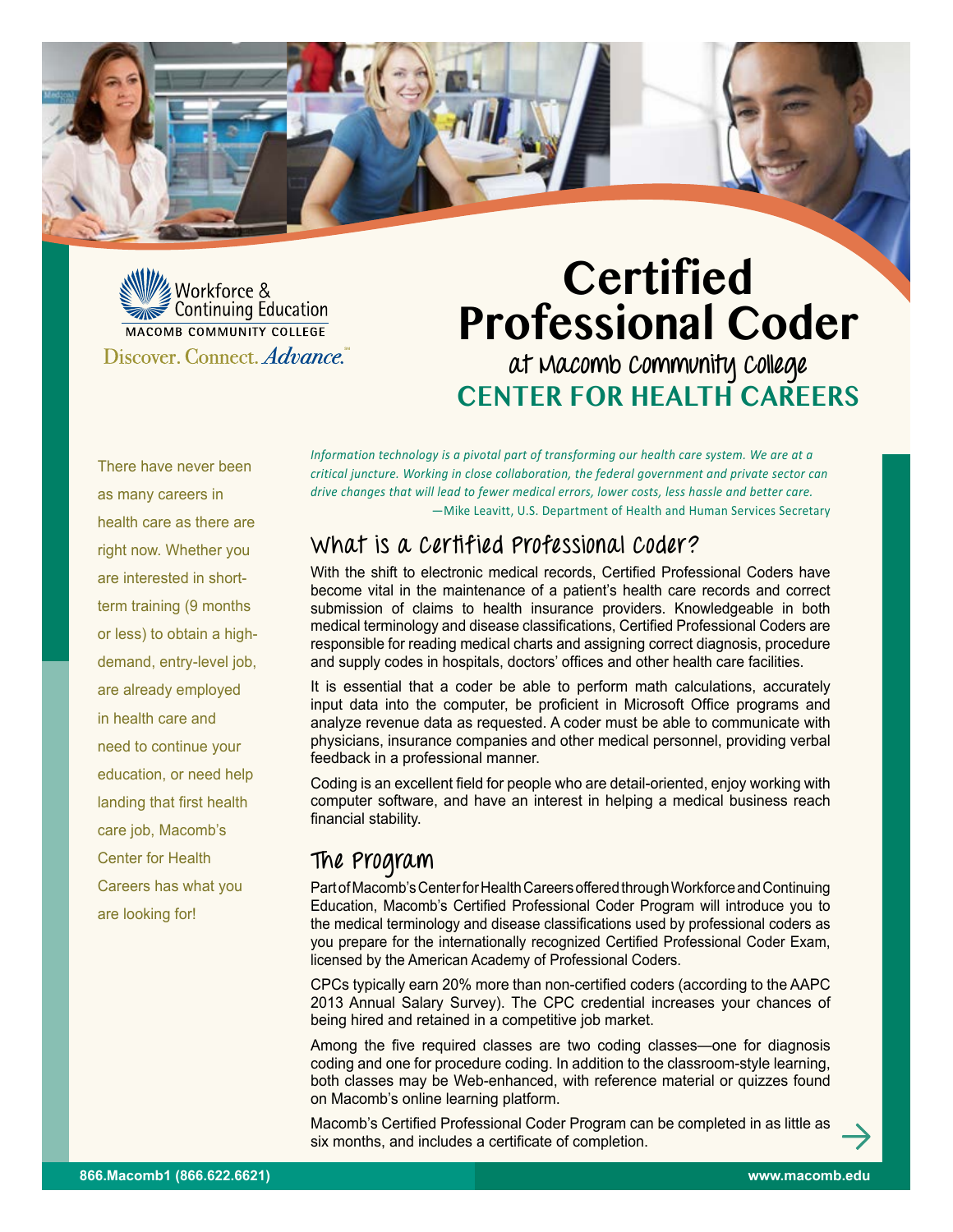Workforce & Continuing Education
MACOMB COMMUNITY COLLEGE
Discover. Connect. *Advance.*

# Certified Professional Coder

## at Macomb Community College
## CENTER FOR HEALTH CAREERS

There have never been as many careers in health care as there are right now. Whether you are interested in short-term training (9 months or less) to obtain a high-demand, entry-level job, are already employed in health care and need to continue your education, or need help landing that first health care job, Macomb's Center for Health Careers has what you are looking for!

*Information technology is a pivotal part of transforming our health care system. We are at a critical juncture. Working in close collaboration, the federal government and private sector can drive changes that will lead to fewer medical errors, lower costs, less hassle and better care.*

—Mike Leavitt, U.S. Department of Health and Human Services Secretary

## What is a Certified Professional Coder?

With the shift to electronic medical records, Certified Professional Coders have become vital in the maintenance of a patient's health care records and correct submission of claims to health insurance providers. Knowledgeable in both medical terminology and disease classifications, Certified Professional Coders are responsible for reading medical charts and assigning correct diagnosis, procedure and supply codes in hospitals, doctors' offices and other health care facilities.

It is essential that a coder be able to perform math calculations, accurately input data into the computer, be proficient in Microsoft Office programs and analyze revenue data as requested. A coder must be able to communicate with physicians, insurance companies and other medical personnel, providing verbal feedback in a professional manner.

Coding is an excellent field for people who are detail-oriented, enjoy working with computer software, and have an interest in helping a medical business reach financial stability.

## The Program

Part of Macomb's Center for Health Careers offered through Workforce and Continuing Education, Macomb's Certified Professional Coder Program will introduce you to the medical terminology and disease classifications used by professional coders as you prepare for the internationally recognized Certified Professional Coder Exam, licensed by the American Academy of Professional Coders.

CPCs typically earn 20% more than non-certified coders (according to the AAPC 2013 Annual Salary Survey). The CPC credential increases your chances of being hired and retained in a competitive job market.

Among the five required classes are two coding classes—one for diagnosis coding and one for procedure coding. In addition to the classroom-style learning, both classes may be Web-enhanced, with reference material or quizzes found on Macomb's online learning platform.

Macomb's Certified Professional Coder Program can be completed in as little as six months, and includes a certificate of completion.

866.Macomb1 (866.622.6621) www.macomb.edu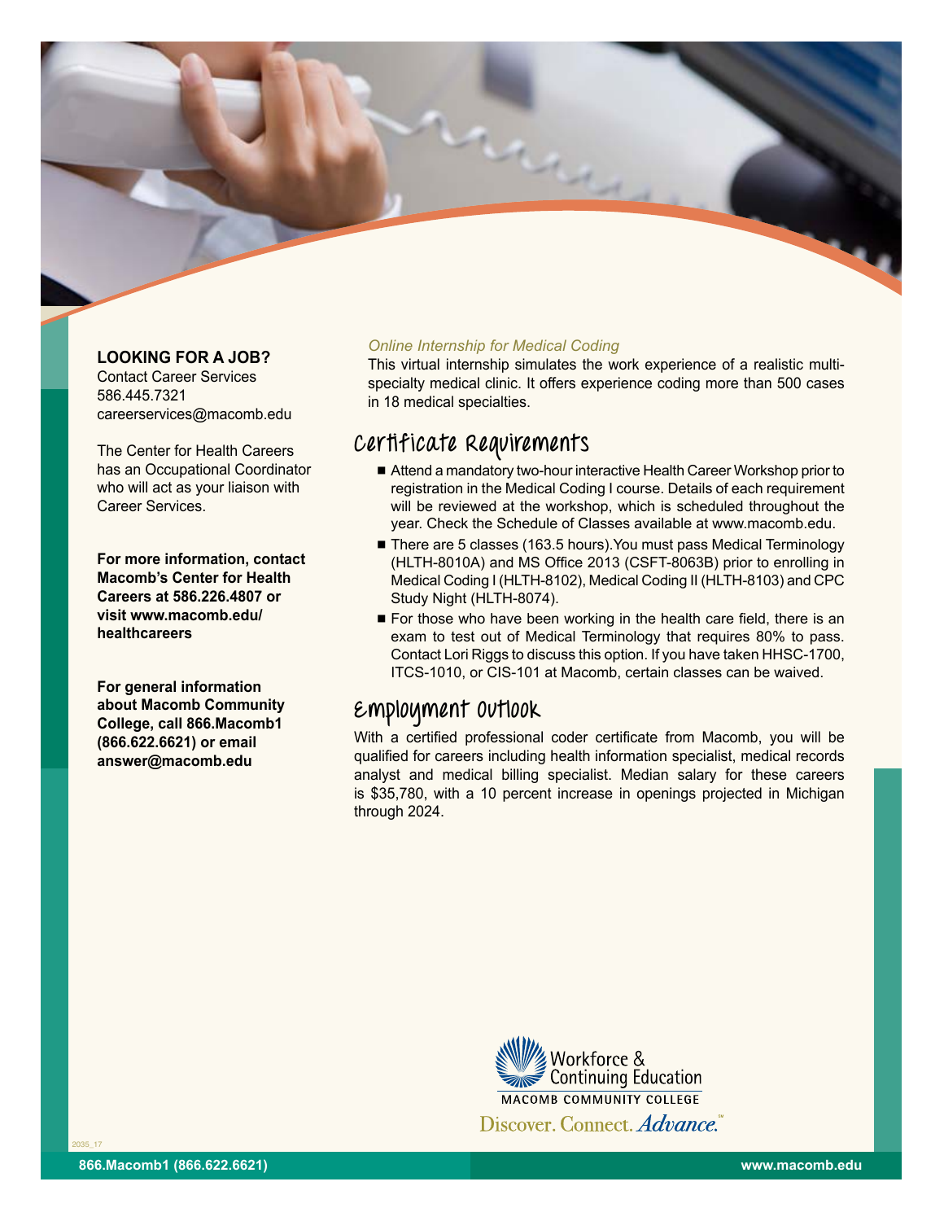**LOOKING FOR A JOB?**
Contact Career Services
586.445.7321
careerservices@macomb.edu

The Center for Health Careers has an Occupational Coordinator who will act as your liaison with Career Services.

**For more information, contact Macomb's Center for Health Careers at 586.226.4807 or visit www.macomb.edu/healthcareers**

**For general information about Macomb Community College, call 866.Macomb1 (866.622.6621) or email answer@macomb.edu**

*Online Internship for Medical Coding*

This virtual internship simulates the work experience of a realistic multi-specialty medical clinic. It offers experience coding more than 500 cases in 18 medical specialties.

## Certificate Requirements

- Attend a mandatory two-hour interactive Health Career Workshop prior to registration in the Medical Coding I course. Details of each requirement will be reviewed at the workshop, which is scheduled throughout the year. Check the Schedule of Classes available at www.macomb.edu.
- There are 5 classes (163.5 hours).You must pass Medical Terminology (HLTH-8010A) and MS Office 2013 (CSFT-8063B) prior to enrolling in Medical Coding I (HLTH-8102), Medical Coding II (HLTH-8103) and CPC Study Night (HLTH-8074).
- For those who have been working in the health care field, there is an exam to test out of Medical Terminology that requires 80% to pass. Contact Lori Riggs to discuss this option. If you have taken HHSC-1700, ITCS-1010, or CIS-101 at Macomb, certain classes can be waived.

## Employment Outlook

With a certified professional coder certificate from Macomb, you will be qualified for careers including health information specialist, medical records analyst and medical billing specialist. Median salary for these careers is $35,780, with a 10 percent increase in openings projected in Michigan through 2024.

Workforce & Continuing Education
MACOMB COMMUNITY COLLEGE
Discover. Connect. *Advance.*℠

2035_17

866.Macomb1 (866.622.6621) www.macomb.edu